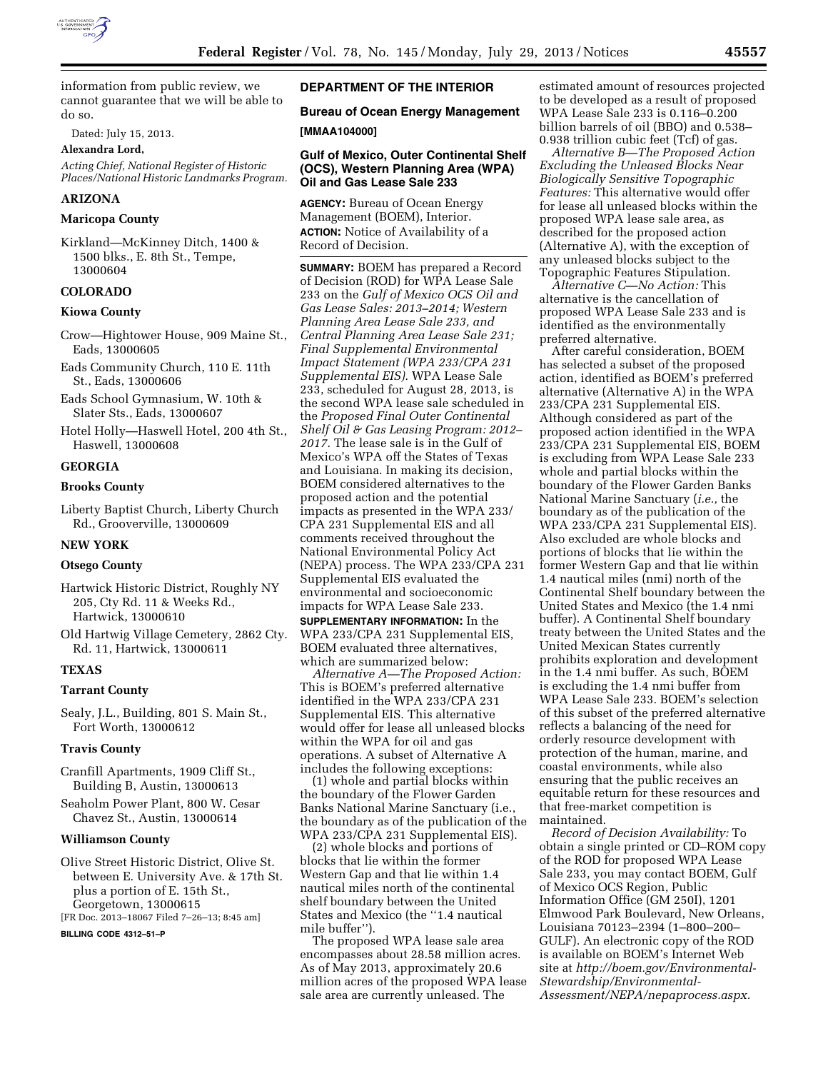information from public review, we cannot guarantee that we will be able to do so.

Dated: July 15, 2013.

**Alexandra Lord,**

*Acting Chief, National Register of Historic Places/National Historic Landmarks Program.*

**ARIZONA**

**Maricopa County**

Kirkland—McKinney Ditch, 1400 & 1500 blks., E. 8th St., Tempe, 13000604

**COLORADO**

**Kiowa County**

Crow—Hightower House, 909 Maine St., Eads, 13000605

Eads Community Church, 110 E. 11th St., Eads, 13000606

Eads School Gymnasium, W. 10th & Slater Sts., Eads, 13000607

Hotel Holly—Haswell Hotel, 200 4th St., Haswell, 13000608

**GEORGIA**

**Brooks County**

Liberty Baptist Church, Liberty Church Rd., Grooverville, 13000609

**NEW YORK**

**Otsego County**

Hartwick Historic District, Roughly NY 205, Cty Rd. 11 & Weeks Rd., Hartwick, 13000610

Old Hartwig Village Cemetery, 2862 Cty. Rd. 11, Hartwick, 13000611

**TEXAS**

**Tarrant County**

Sealy, J.L., Building, 801 S. Main St., Fort Worth, 13000612

**Travis County**

Cranfill Apartments, 1909 Cliff St., Building B, Austin, 13000613

Seaholm Power Plant, 800 W. Cesar Chavez St., Austin, 13000614

**Williamson County**

Olive Street Historic District, Olive St. between E. University Ave. & 17th St. plus a portion of E. 15th St., Georgetown, 13000615

[FR Doc. 2013–18067 Filed 7–26–13; 8:45 am]

**BILLING CODE 4312–51–P**

## DEPARTMENT OF THE INTERIOR

### Bureau of Ocean Energy Management

**[MMAA104000]**

### Gulf of Mexico, Outer Continental Shelf (OCS), Western Planning Area (WPA) Oil and Gas Lease Sale 233

**AGENCY:** Bureau of Ocean Energy Management (BOEM), Interior.

**ACTION:** Notice of Availability of a Record of Decision.

**SUMMARY:** BOEM has prepared a Record of Decision (ROD) for WPA Lease Sale 233 on the *Gulf of Mexico OCS Oil and Gas Lease Sales: 2013–2014; Western Planning Area Lease Sale 233, and Central Planning Area Lease Sale 231; Final Supplemental Environmental Impact Statement (WPA 233/CPA 231 Supplemental EIS).* WPA Lease Sale 233, scheduled for August 28, 2013, is the second WPA lease sale scheduled in the *Proposed Final Outer Continental Shelf Oil & Gas Leasing Program: 2012–2017.* The lease sale is in the Gulf of Mexico's WPA off the States of Texas and Louisiana. In making its decision, BOEM considered alternatives to the proposed action and the potential impacts as presented in the WPA 233/CPA 231 Supplemental EIS and all comments received throughout the National Environmental Policy Act (NEPA) process. The WPA 233/CPA 231 Supplemental EIS evaluated the environmental and socioeconomic impacts for WPA Lease Sale 233.

**SUPPLEMENTARY INFORMATION:** In the WPA 233/CPA 231 Supplemental EIS, BOEM evaluated three alternatives, which are summarized below:

*Alternative A—The Proposed Action:* This is BOEM's preferred alternative identified in the WPA 233/CPA 231 Supplemental EIS. This alternative would offer for lease all unleased blocks within the WPA for oil and gas operations. A subset of Alternative A includes the following exceptions:

(1) whole and partial blocks within the boundary of the Flower Garden Banks National Marine Sanctuary (i.e., the boundary as of the publication of the WPA 233/CPA 231 Supplemental EIS).

(2) whole blocks and portions of blocks that lie within the former Western Gap and that lie within 1.4 nautical miles north of the continental shelf boundary between the United States and Mexico (the ''1.4 nautical mile buffer'').

The proposed WPA lease sale area encompasses about 28.58 million acres. As of May 2013, approximately 20.6 million acres of the proposed WPA lease sale area are currently unleased. The estimated amount of resources projected to be developed as a result of proposed WPA Lease Sale 233 is 0.116–0.200 billion barrels of oil (BBO) and 0.538–0.938 trillion cubic feet (Tcf) of gas.

*Alternative B—The Proposed Action Excluding the Unleased Blocks Near Biologically Sensitive Topographic Features:* This alternative would offer for lease all unleased blocks within the proposed WPA lease sale area, as described for the proposed action (Alternative A), with the exception of any unleased blocks subject to the Topographic Features Stipulation.

*Alternative C—No Action:* This alternative is the cancellation of proposed WPA Lease Sale 233 and is identified as the environmentally preferred alternative.

After careful consideration, BOEM has selected a subset of the proposed action, identified as BOEM's preferred alternative (Alternative A) in the WPA 233/CPA 231 Supplemental EIS. Although considered as part of the proposed action identified in the WPA 233/CPA 231 Supplemental EIS, BOEM is excluding from WPA Lease Sale 233 whole and partial blocks within the boundary of the Flower Garden Banks National Marine Sanctuary (*i.e.,* the boundary as of the publication of the WPA 233/CPA 231 Supplemental EIS). Also excluded are whole blocks and portions of blocks that lie within the former Western Gap and that lie within 1.4 nautical miles (nmi) north of the Continental Shelf boundary between the United States and Mexico (the 1.4 nmi buffer). A Continental Shelf boundary treaty between the United States and the United Mexican States currently prohibits exploration and development in the 1.4 nmi buffer. As such, BOEM is excluding the 1.4 nmi buffer from WPA Lease Sale 233. BOEM's selection of this subset of the preferred alternative reflects a balancing of the need for orderly resource development with protection of the human, marine, and coastal environments, while also ensuring that the public receives an equitable return for these resources and that free-market competition is maintained.

*Record of Decision Availability:* To obtain a single printed or CD–ROM copy of the ROD for proposed WPA Lease Sale 233, you may contact BOEM, Gulf of Mexico OCS Region, Public Information Office (GM 250I), 1201 Elmwood Park Boulevard, New Orleans, Louisiana 70123–2394 (1–800–200–GULF). An electronic copy of the ROD is available on BOEM's Internet Web site at *http://boem.gov/Environmental-Stewardship/Environmental-Assessment/NEPA/nepaprocess.aspx.*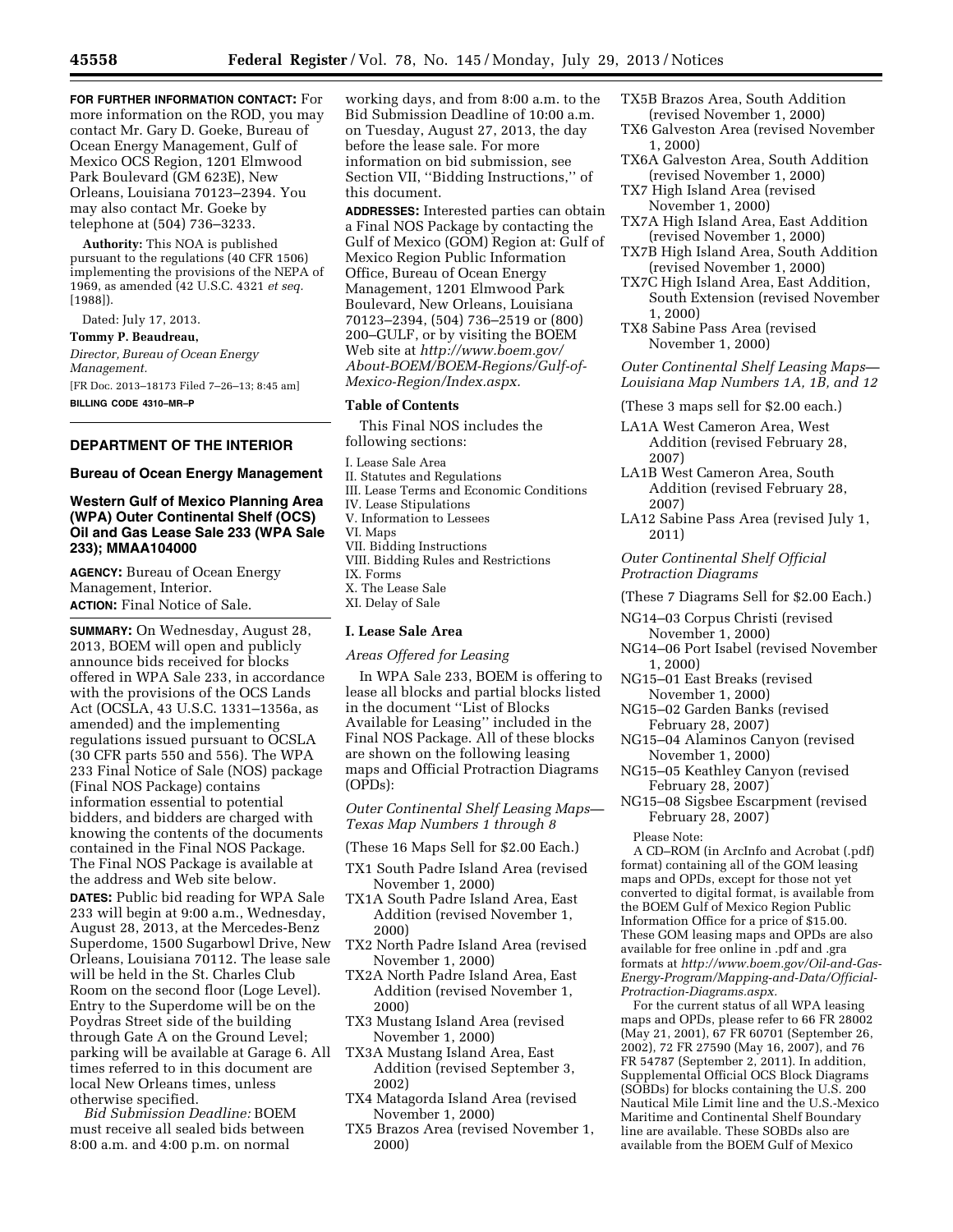**FOR FURTHER INFORMATION CONTACT:** For more information on the ROD, you may contact Mr. Gary D. Goeke, Bureau of Ocean Energy Management, Gulf of Mexico OCS Region, 1201 Elmwood Park Boulevard (GM 623E), New Orleans, Louisiana 70123–2394. You may also contact Mr. Goeke by telephone at (504) 736–3233.

**Authority:** This NOA is published pursuant to the regulations (40 CFR 1506) implementing the provisions of the NEPA of 1969, as amended (42 U.S.C. 4321 *et seq.* [1988]).

Dated: July 17, 2013.

**Tommy P. Beaudreau,**

*Director, Bureau of Ocean Energy Management.*

[FR Doc. 2013–18173 Filed 7–26–13; 8:45 am]

**BILLING CODE 4310–MR–P**

## DEPARTMENT OF THE INTERIOR

### Bureau of Ocean Energy Management

### Western Gulf of Mexico Planning Area (WPA) Outer Continental Shelf (OCS) Oil and Gas Lease Sale 233 (WPA Sale 233); MMAA104000

**AGENCY:** Bureau of Ocean Energy Management, Interior.

**ACTION:** Final Notice of Sale.

**SUMMARY:** On Wednesday, August 28, 2013, BOEM will open and publicly announce bids received for blocks offered in WPA Sale 233, in accordance with the provisions of the OCS Lands Act (OCSLA, 43 U.S.C. 1331–1356a, as amended) and the implementing regulations issued pursuant to OCSLA (30 CFR parts 550 and 556). The WPA 233 Final Notice of Sale (NOS) package (Final NOS Package) contains information essential to potential bidders, and bidders are charged with knowing the contents of the documents contained in the Final NOS Package. The Final NOS Package is available at the address and Web site below.

**DATES:** Public bid reading for WPA Sale 233 will begin at 9:00 a.m., Wednesday, August 28, 2013, at the Mercedes-Benz Superdome, 1500 Sugarbowl Drive, New Orleans, Louisiana 70112. The lease sale will be held in the St. Charles Club Room on the second floor (Loge Level). Entry to the Superdome will be on the Poydras Street side of the building through Gate A on the Ground Level; parking will be available at Garage 6. All times referred to in this document are local New Orleans times, unless otherwise specified.

*Bid Submission Deadline:* BOEM must receive all sealed bids between 8:00 a.m. and 4:00 p.m. on normal working days, and from 8:00 a.m. to the Bid Submission Deadline of 10:00 a.m. on Tuesday, August 27, 2013, the day before the lease sale. For more information on bid submission, see Section VII, "Bidding Instructions," of this document.

**ADDRESSES:** Interested parties can obtain a Final NOS Package by contacting the Gulf of Mexico (GOM) Region at: Gulf of Mexico Region Public Information Office, Bureau of Ocean Energy Management, 1201 Elmwood Park Boulevard, New Orleans, Louisiana 70123–2394, (504) 736–2519 or (800) 200–GULF, or by visiting the BOEM Web site at *http://www.boem.gov/About-BOEM/BOEM-Regions/Gulf-of-Mexico-Region/Index.aspx.*

### Table of Contents

This Final NOS includes the following sections:

I. Lease Sale Area
II. Statutes and Regulations
III. Lease Terms and Economic Conditions
IV. Lease Stipulations
V. Information to Lessees
VI. Maps
VII. Bidding Instructions
VIII. Bidding Rules and Restrictions
IX. Forms
X. The Lease Sale
XI. Delay of Sale

### I. Lease Sale Area

*Areas Offered for Leasing*

In WPA Sale 233, BOEM is offering to lease all blocks and partial blocks listed in the document "List of Blocks Available for Leasing" included in the Final NOS Package. All of these blocks are shown on the following leasing maps and Official Protraction Diagrams (OPDs):

*Outer Continental Shelf Leasing Maps—Texas Map Numbers 1 through 8*

(These 16 Maps Sell for $2.00 Each.)

TX1 South Padre Island Area (revised November 1, 2000)
TX1A South Padre Island Area, East Addition (revised November 1, 2000)
TX2 North Padre Island Area (revised November 1, 2000)
TX2A North Padre Island Area, East Addition (revised November 1, 2000)
TX3 Mustang Island Area (revised November 1, 2000)
TX3A Mustang Island Area, East Addition (revised September 3, 2002)
TX4 Matagorda Island Area (revised November 1, 2000)
TX5 Brazos Area (revised November 1, 2000)
TX5B Brazos Area, South Addition (revised November 1, 2000)
TX6 Galveston Area (revised November 1, 2000)
TX6A Galveston Area, South Addition (revised November 1, 2000)
TX7 High Island Area (revised November 1, 2000)
TX7A High Island Area, East Addition (revised November 1, 2000)
TX7B High Island Area, South Addition (revised November 1, 2000)
TX7C High Island Area, East Addition, South Extension (revised November 1, 2000)
TX8 Sabine Pass Area (revised November 1, 2000)

*Outer Continental Shelf Leasing Maps—Louisiana Map Numbers 1A, 1B, and 12*

(These 3 maps sell for $2.00 each.)

LA1A West Cameron Area, West Addition (revised February 28, 2007)
LA1B West Cameron Area, South Addition (revised February 28, 2007)
LA12 Sabine Pass Area (revised July 1, 2011)

*Outer Continental Shelf Official Protraction Diagrams*

(These 7 Diagrams Sell for $2.00 Each.)

NG14–03 Corpus Christi (revised November 1, 2000)
NG14–06 Port Isabel (revised November 1, 2000)
NG15–01 East Breaks (revised November 1, 2000)
NG15–02 Garden Banks (revised February 28, 2007)
NG15–04 Alaminos Canyon (revised November 1, 2000)
NG15–05 Keathley Canyon (revised February 28, 2007)
NG15–08 Sigsbee Escarpment (revised February 28, 2007)

Please Note:

A CD–ROM (in ArcInfo and Acrobat (.pdf) format) containing all of the GOM leasing maps and OPDs, except for those not yet converted to digital format, is available from the BOEM Gulf of Mexico Region Public Information Office for a price of $15.00. These GOM leasing maps and OPDs are also available for free online in .pdf and .gra formats at *http://www.boem.gov/Oil-and-Gas-Energy-Program/Mapping-and-Data/Official-Protraction-Diagrams.aspx.*

For the current status of all WPA leasing maps and OPDs, please refer to 66 FR 28002 (May 21, 2001), 67 FR 60701 (September 26, 2002), 72 FR 27590 (May 16, 2007), and 76 FR 54787 (September 2, 2011). In addition, Supplemental Official OCS Block Diagrams (SOBDs) for blocks containing the U.S. 200 Nautical Mile Limit line and the U.S.-Mexico Maritime and Continental Shelf Boundary line are available. These SOBDs also are available from the BOEM Gulf of Mexico